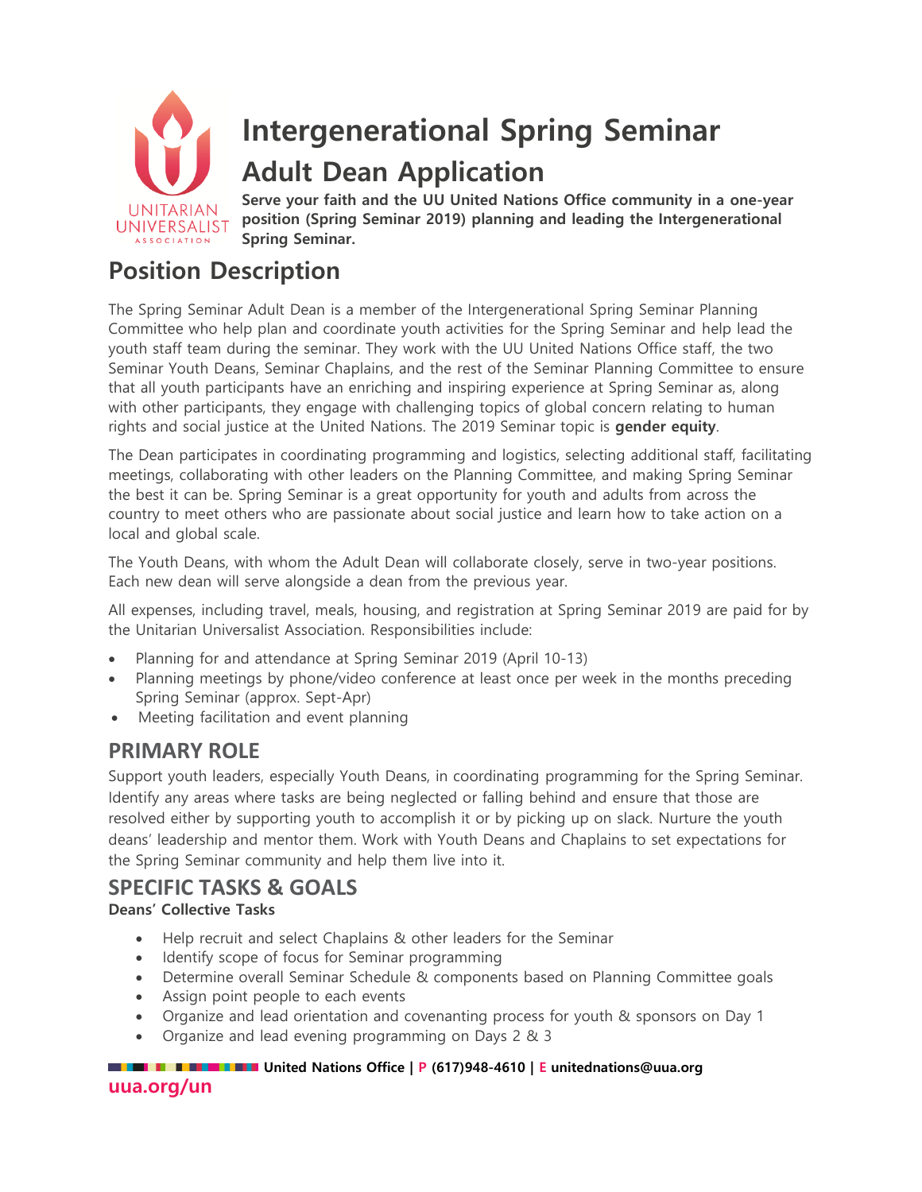# Intergenerational Spring Seminar

# Adult Dean Application

**Serve your faith and the UU United Nations Office community in a one-year position (Spring Seminar 2019) planning and leading the Intergenerational Spring Seminar.**

## Position Description

The Spring Seminar Adult Dean is a member of the Intergenerational Spring Seminar Planning Committee who help plan and coordinate youth activities for the Spring Seminar and help lead the youth staff team during the seminar. They work with the UU United Nations Office staff, the two Seminar Youth Deans, Seminar Chaplains, and the rest of the Seminar Planning Committee to ensure that all youth participants have an enriching and inspiring experience at Spring Seminar as, along with other participants, they engage with challenging topics of global concern relating to human rights and social justice at the United Nations. The 2019 Seminar topic is **gender equity**.

The Dean participates in coordinating programming and logistics, selecting additional staff, facilitating meetings, collaborating with other leaders on the Planning Committee, and making Spring Seminar the best it can be. Spring Seminar is a great opportunity for youth and adults from across the country to meet others who are passionate about social justice and learn how to take action on a local and global scale.

The Youth Deans, with whom the Adult Dean will collaborate closely, serve in two-year positions. Each new dean will serve alongside a dean from the previous year.

All expenses, including travel, meals, housing, and registration at Spring Seminar 2019 are paid for by the Unitarian Universalist Association. Responsibilities include:

- Planning for and attendance at Spring Seminar 2019 (April 10-13)
- Planning meetings by phone/video conference at least once per week in the months preceding Spring Seminar (approx. Sept-Apr)
- Meeting facilitation and event planning

### PRIMARY ROLE

Support youth leaders, especially Youth Deans, in coordinating programming for the Spring Seminar. Identify any areas where tasks are being neglected or falling behind and ensure that those are resolved either by supporting youth to accomplish it or by picking up on slack. Nurture the youth deans' leadership and mentor them. Work with Youth Deans and Chaplains to set expectations for the Spring Seminar community and help them live into it.

### SPECIFIC TASKS & GOALS

**Deans' Collective Tasks**

- Help recruit and select Chaplains & other leaders for the Seminar
- Identify scope of focus for Seminar programming
- Determine overall Seminar Schedule & components based on Planning Committee goals
- Assign point people to each events
- Organize and lead orientation and covenanting process for youth & sponsors on Day 1
- Organize and lead evening programming on Days 2 & 3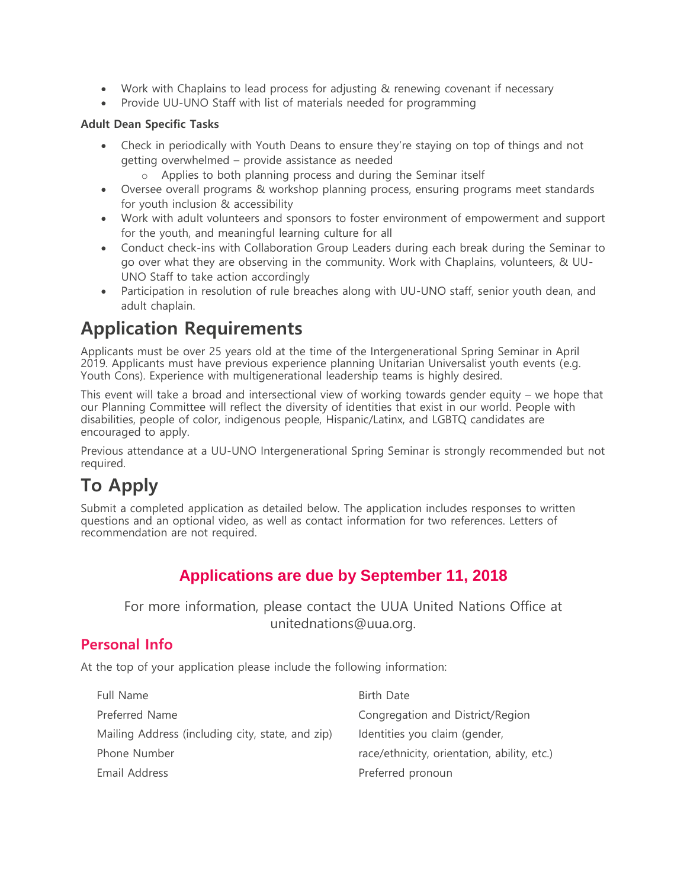- Work with Chaplains to lead process for adjusting & renewing covenant if necessary
- Provide UU-UNO Staff with list of materials needed for programming

**Adult Dean Specific Tasks**

- Check in periodically with Youth Deans to ensure they're staying on top of things and not getting overwhelmed – provide assistance as needed
    - Applies to both planning process and during the Seminar itself
- Oversee overall programs & workshop planning process, ensuring programs meet standards for youth inclusion & accessibility
- Work with adult volunteers and sponsors to foster environment of empowerment and support for the youth, and meaningful learning culture for all
- Conduct check-ins with Collaboration Group Leaders during each break during the Seminar to go over what they are observing in the community. Work with Chaplains, volunteers, & UU-UNO Staff to take action accordingly
- Participation in resolution of rule breaches along with UU-UNO staff, senior youth dean, and adult chaplain.

# Application Requirements

Applicants must be over 25 years old at the time of the Intergenerational Spring Seminar in April 2019. Applicants must have previous experience planning Unitarian Universalist youth events (e.g. Youth Cons). Experience with multigenerational leadership teams is highly desired.

This event will take a broad and intersectional view of working towards gender equity – we hope that our Planning Committee will reflect the diversity of identities that exist in our world. People with disabilities, people of color, indigenous people, Hispanic/Latinx, and LGBTQ candidates are encouraged to apply.

Previous attendance at a UU-UNO Intergenerational Spring Seminar is strongly recommended but not required.

# To Apply

Submit a completed application as detailed below. The application includes responses to written questions and an optional video, as well as contact information for two references. Letters of recommendation are not required.

**Applications are due by September 11, 2018**

For more information, please contact the UUA United Nations Office at unitednations@uua.org.

## Personal Info

At the top of your application please include the following information:

- Full Name
- Preferred Name
- Mailing Address (including city, state, and zip)
- Phone Number
- Email Address
- Birth Date
- Congregation and District/Region
- Identities you claim (gender, race/ethnicity, orientation, ability, etc.)
- Preferred pronoun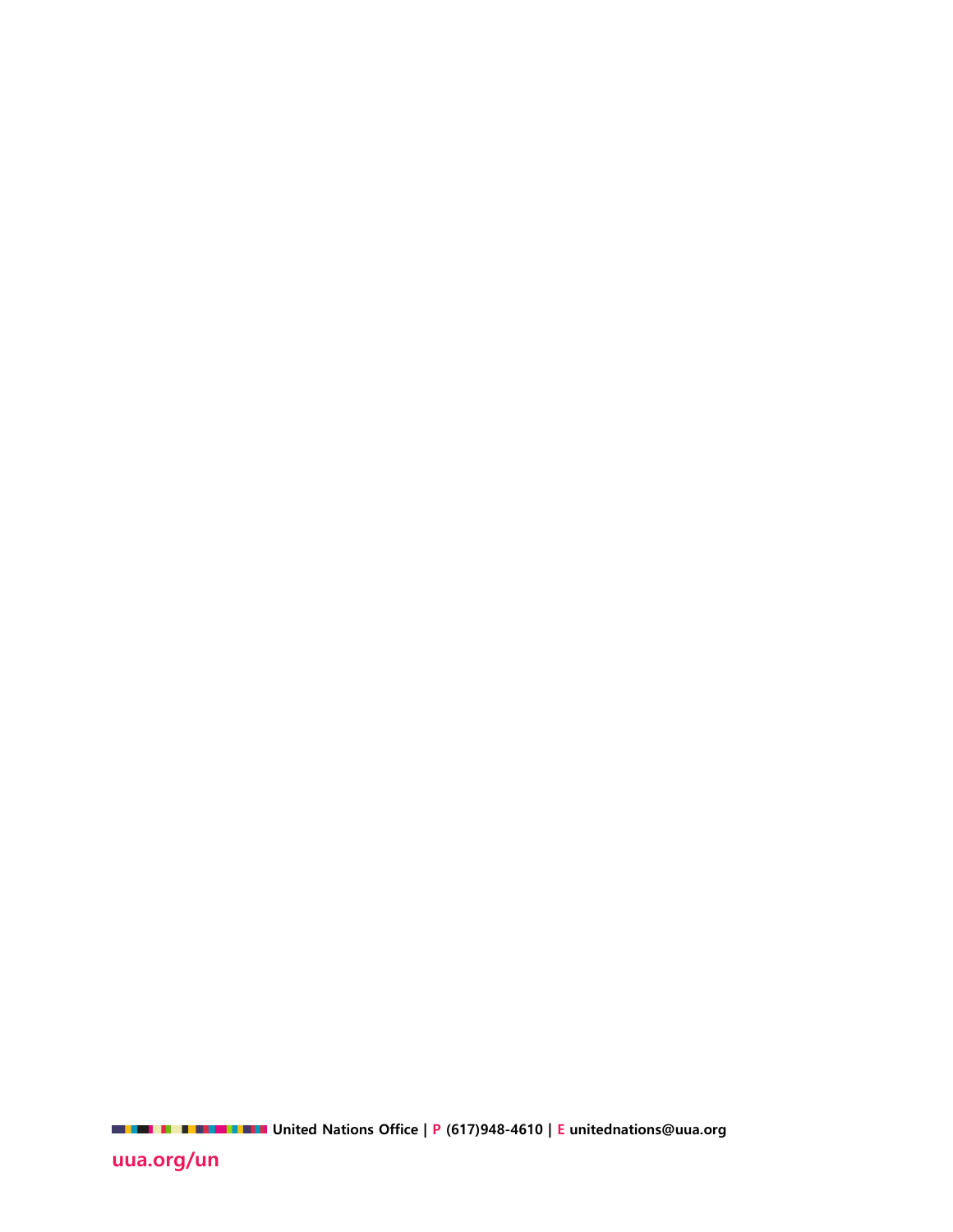United Nations Office | P (617)948-4610 | E unitednations@uua.org

uua.org/un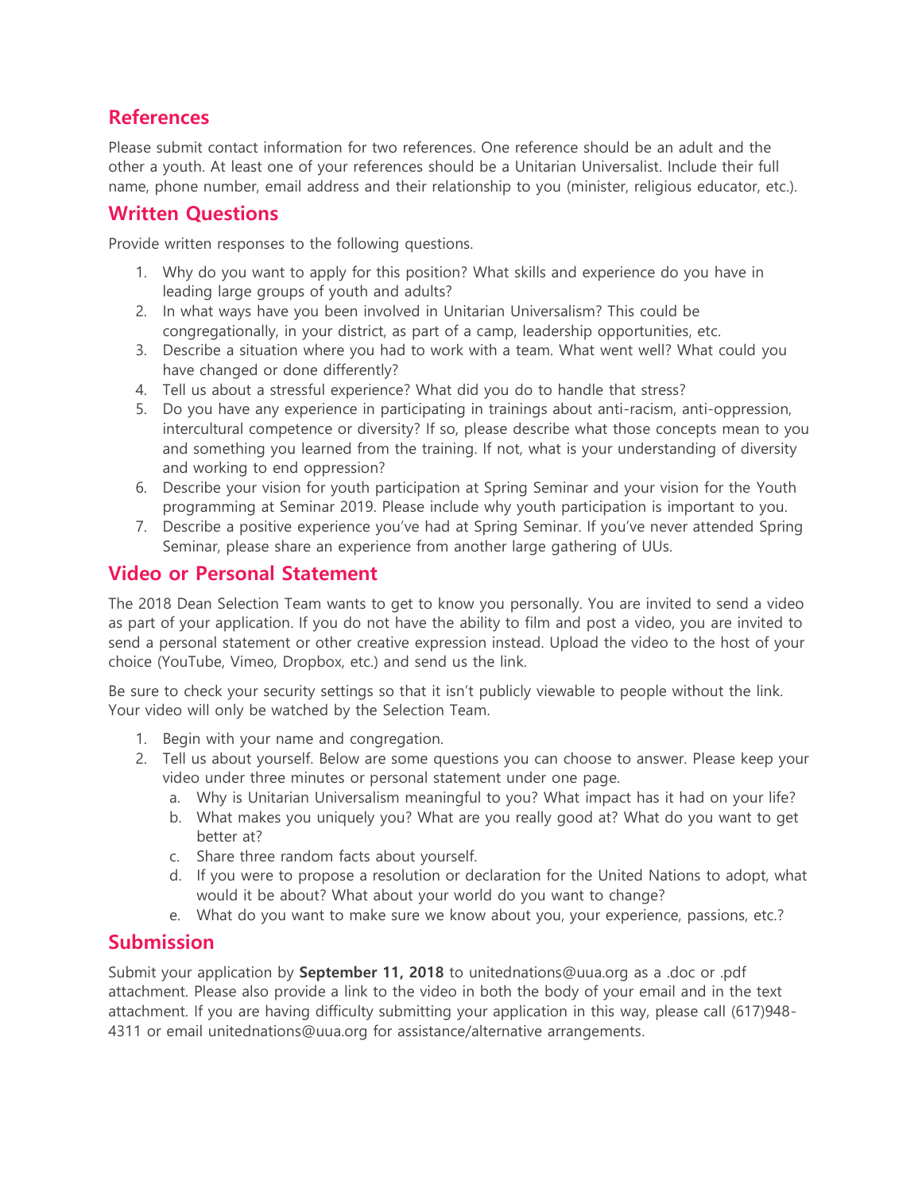## References

Please submit contact information for two references. One reference should be an adult and the other a youth. At least one of your references should be a Unitarian Universalist. Include their full name, phone number, email address and their relationship to you (minister, religious educator, etc.).

## Written Questions

Provide written responses to the following questions.

1. Why do you want to apply for this position? What skills and experience do you have in leading large groups of youth and adults?
2. In what ways have you been involved in Unitarian Universalism? This could be congregationally, in your district, as part of a camp, leadership opportunities, etc.
3. Describe a situation where you had to work with a team. What went well? What could you have changed or done differently?
4. Tell us about a stressful experience? What did you do to handle that stress?
5. Do you have any experience in participating in trainings about anti-racism, anti-oppression, intercultural competence or diversity? If so, please describe what those concepts mean to you and something you learned from the training. If not, what is your understanding of diversity and working to end oppression?
6. Describe your vision for youth participation at Spring Seminar and your vision for the Youth programming at Seminar 2019. Please include why youth participation is important to you.
7. Describe a positive experience you've had at Spring Seminar. If you've never attended Spring Seminar, please share an experience from another large gathering of UUs.

## Video or Personal Statement

The 2018 Dean Selection Team wants to get to know you personally. You are invited to send a video as part of your application. If you do not have the ability to film and post a video, you are invited to send a personal statement or other creative expression instead. Upload the video to the host of your choice (YouTube, Vimeo, Dropbox, etc.) and send us the link.

Be sure to check your security settings so that it isn't publicly viewable to people without the link. Your video will only be watched by the Selection Team.

1. Begin with your name and congregation.
2. Tell us about yourself. Below are some questions you can choose to answer. Please keep your video under three minutes or personal statement under one page.
   a. Why is Unitarian Universalism meaningful to you? What impact has it had on your life?
   b. What makes you uniquely you? What are you really good at? What do you want to get better at?
   c. Share three random facts about yourself.
   d. If you were to propose a resolution or declaration for the United Nations to adopt, what would it be about? What about your world do you want to change?
   e. What do you want to make sure we know about you, your experience, passions, etc.?

## Submission

Submit your application by **September 11, 2018** to unitednations@uua.org as a .doc or .pdf attachment. Please also provide a link to the video in both the body of your email and in the text attachment. If you are having difficulty submitting your application in this way, please call (617)948-4311 or email unitednations@uua.org for assistance/alternative arrangements.